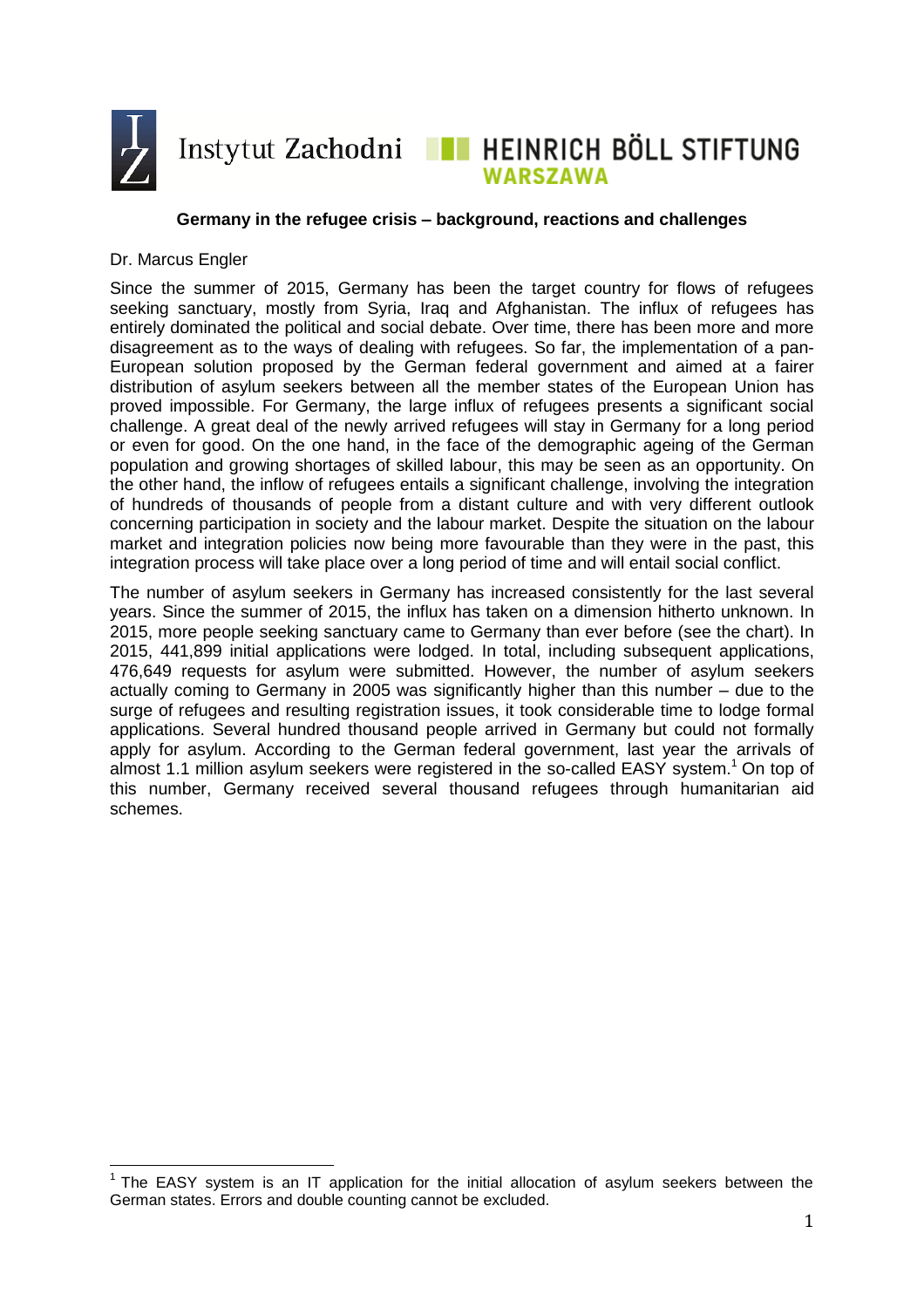Instytut Zachodni — HEINRICH BÖLL STIFTUNG WARSZAWA

## Germany in the refugee crisis – background, reactions and challenges

Dr. Marcus Engler

Since the summer of 2015, Germany has been the target country for flows of refugees seeking sanctuary, mostly from Syria, Iraq and Afghanistan. The influx of refugees has entirely dominated the political and social debate. Over time, there has been more and more disagreement as to the ways of dealing with refugees. So far, the implementation of a pan-European solution proposed by the German federal government and aimed at a fairer distribution of asylum seekers between all the member states of the European Union has proved impossible. For Germany, the large influx of refugees presents a significant social challenge. A great deal of the newly arrived refugees will stay in Germany for a long period or even for good. On the one hand, in the face of the demographic ageing of the German population and growing shortages of skilled labour, this may be seen as an opportunity. On the other hand, the inflow of refugees entails a significant challenge, involving the integration of hundreds of thousands of people from a distant culture and with very different outlook concerning participation in society and the labour market. Despite the situation on the labour market and integration policies now being more favourable than they were in the past, this integration process will take place over a long period of time and will entail social conflict.

The number of asylum seekers in Germany has increased consistently for the last several years. Since the summer of 2015, the influx has taken on a dimension hitherto unknown. In 2015, more people seeking sanctuary came to Germany than ever before (see the chart). In 2015, 441,899 initial applications were lodged. In total, including subsequent applications, 476,649 requests for asylum were submitted. However, the number of asylum seekers actually coming to Germany in 2005 was significantly higher than this number – due to the surge of refugees and resulting registration issues, it took considerable time to lodge formal applications. Several hundred thousand people arrived in Germany but could not formally apply for asylum. According to the German federal government, last year the arrivals of almost 1.1 million asylum seekers were registered in the so-called EASY system.[1] On top of this number, Germany received several thousand refugees through humanitarian aid schemes.

[1] The EASY system is an IT application for the initial allocation of asylum seekers between the German states. Errors and double counting cannot be excluded.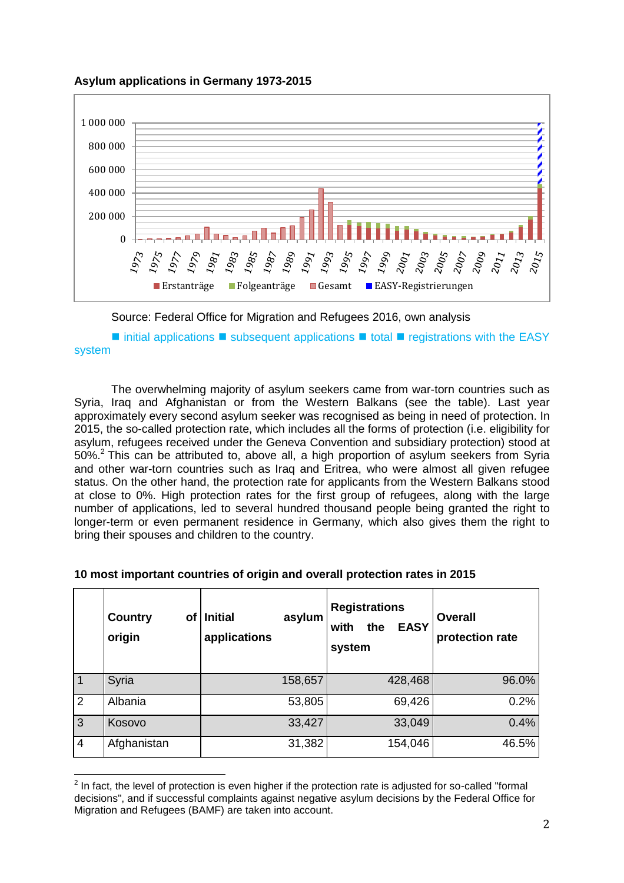**Asylum applications in Germany 1973-2015**

Source: Federal Office for Migration and Refugees 2016, own analysis

■ initial applications ■ subsequent applications ■ total ■ registrations with the EASY system

The overwhelming majority of asylum seekers came from war-torn countries such as Syria, Iraq and Afghanistan or from the Western Balkans (see the table). Last year approximately every second asylum seeker was recognised as being in need of protection. In 2015, the so-called protection rate, which includes all the forms of protection (i.e. eligibility for asylum, refugees received under the Geneva Convention and subsidiary protection) stood at 50%.[2] This can be attributed to, above all, a high proportion of asylum seekers from Syria and other war-torn countries such as Iraq and Eritrea, who were almost all given refugee status. On the other hand, the protection rate for applicants from the Western Balkans stood at close to 0%. High protection rates for the first group of refugees, along with the large number of applications, led to several hundred thousand people being granted the right to longer-term or even permanent residence in Germany, which also gives them the right to bring their spouses and children to the country.

**10 most important countries of origin and overall protection rates in 2015**

| | **Country of origin** | **Initial asylum applications** | **Registrations with the EASY system** | **Overall protection rate** |
|---|---|---|---|---|
| 1 | Syria | 158,657 | 428,468 | 96.0% |
| 2 | Albania | 53,805 | 69,426 | 0.2% |
| 3 | Kosovo | 33,427 | 33,049 | 0.4% |
| 4 | Afghanistan | 31,382 | 154,046 | 46.5% |

[2] In fact, the level of protection is even higher if the protection rate is adjusted for so-called "formal decisions", and if successful complaints against negative asylum decisions by the Federal Office for Migration and Refugees (BAMF) are taken into account.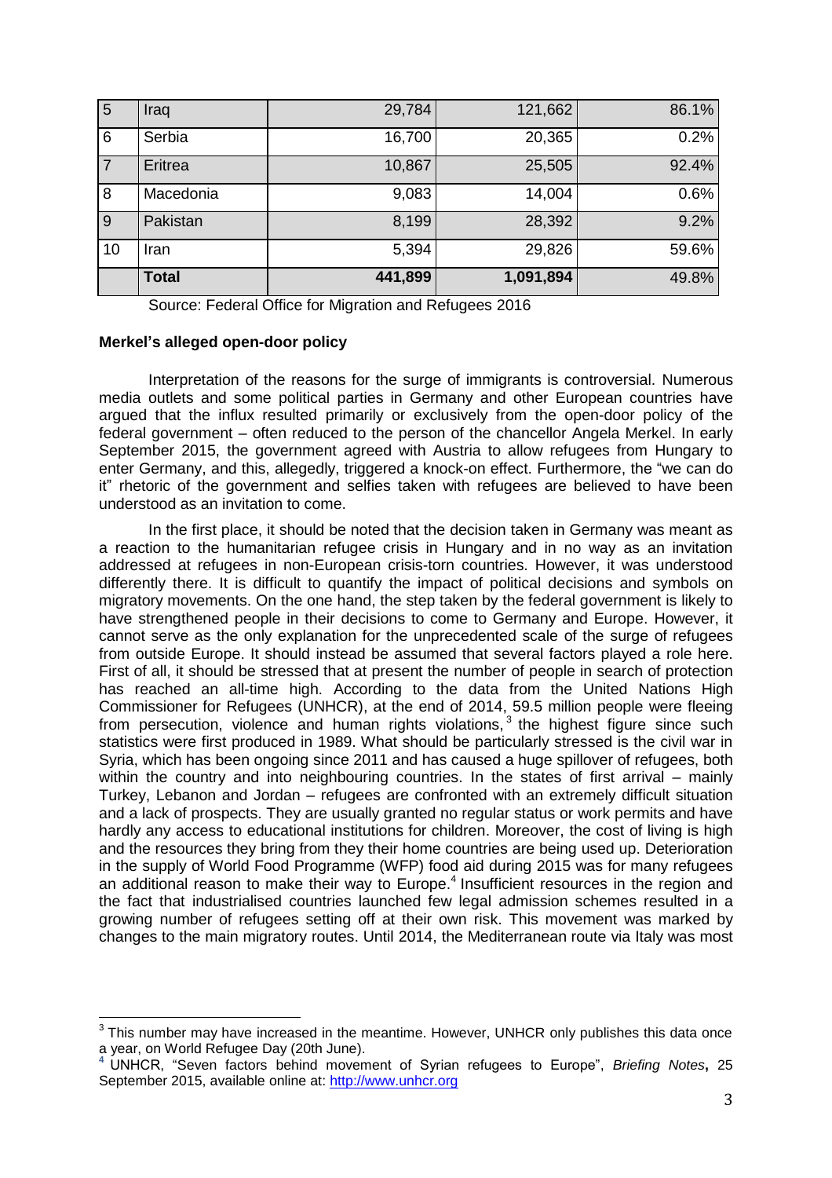| 5 | Iraq | 29,784 | 121,662 | 86.1% |
|---|---|---|---|---|
| 6 | Serbia | 16,700 | 20,365 | 0.2% |
| 7 | Eritrea | 10,867 | 25,505 | 92.4% |
| 8 | Macedonia | 9,083 | 14,004 | 0.6% |
| 9 | Pakistan | 8,199 | 28,392 | 9.2% |
| 10 | Iran | 5,394 | 29,826 | 59.6% |
| | **Total** | **441,899** | **1,091,894** | 49.8% |

Source: Federal Office for Migration and Refugees 2016

**Merkel's alleged open-door policy**

Interpretation of the reasons for the surge of immigrants is controversial. Numerous media outlets and some political parties in Germany and other European countries have argued that the influx resulted primarily or exclusively from the open-door policy of the federal government – often reduced to the person of the chancellor Angela Merkel. In early September 2015, the government agreed with Austria to allow refugees from Hungary to enter Germany, and this, allegedly, triggered a knock-on effect. Furthermore, the "we can do it" rhetoric of the government and selfies taken with refugees are believed to have been understood as an invitation to come.

In the first place, it should be noted that the decision taken in Germany was meant as a reaction to the humanitarian refugee crisis in Hungary and in no way as an invitation addressed at refugees in non-European crisis-torn countries. However, it was understood differently there. It is difficult to quantify the impact of political decisions and symbols on migratory movements. On the one hand, the step taken by the federal government is likely to have strengthened people in their decisions to come to Germany and Europe. However, it cannot serve as the only explanation for the unprecedented scale of the surge of refugees from outside Europe. It should instead be assumed that several factors played a role here. First of all, it should be stressed that at present the number of people in search of protection has reached an all-time high. According to the data from the United Nations High Commissioner for Refugees (UNHCR), at the end of 2014, 59.5 million people were fleeing from persecution, violence and human rights violations,[3] the highest figure since such statistics were first produced in 1989. What should be particularly stressed is the civil war in Syria, which has been ongoing since 2011 and has caused a huge spillover of refugees, both within the country and into neighbouring countries. In the states of first arrival – mainly Turkey, Lebanon and Jordan – refugees are confronted with an extremely difficult situation and a lack of prospects. They are usually granted no regular status or work permits and have hardly any access to educational institutions for children. Moreover, the cost of living is high and the resources they bring from they their home countries are being used up. Deterioration in the supply of World Food Programme (WFP) food aid during 2015 was for many refugees an additional reason to make their way to Europe.[4] Insufficient resources in the region and the fact that industrialised countries launched few legal admission schemes resulted in a growing number of refugees setting off at their own risk. This movement was marked by changes to the main migratory routes. Until 2014, the Mediterranean route via Italy was most

---

[3] This number may have increased in the meantime. However, UNHCR only publishes this data once a year, on World Refugee Day (20th June).

[4] UNHCR, "Seven factors behind movement of Syrian refugees to Europe", *Briefing Notes*, 25 September 2015, available online at: http://www.unhcr.org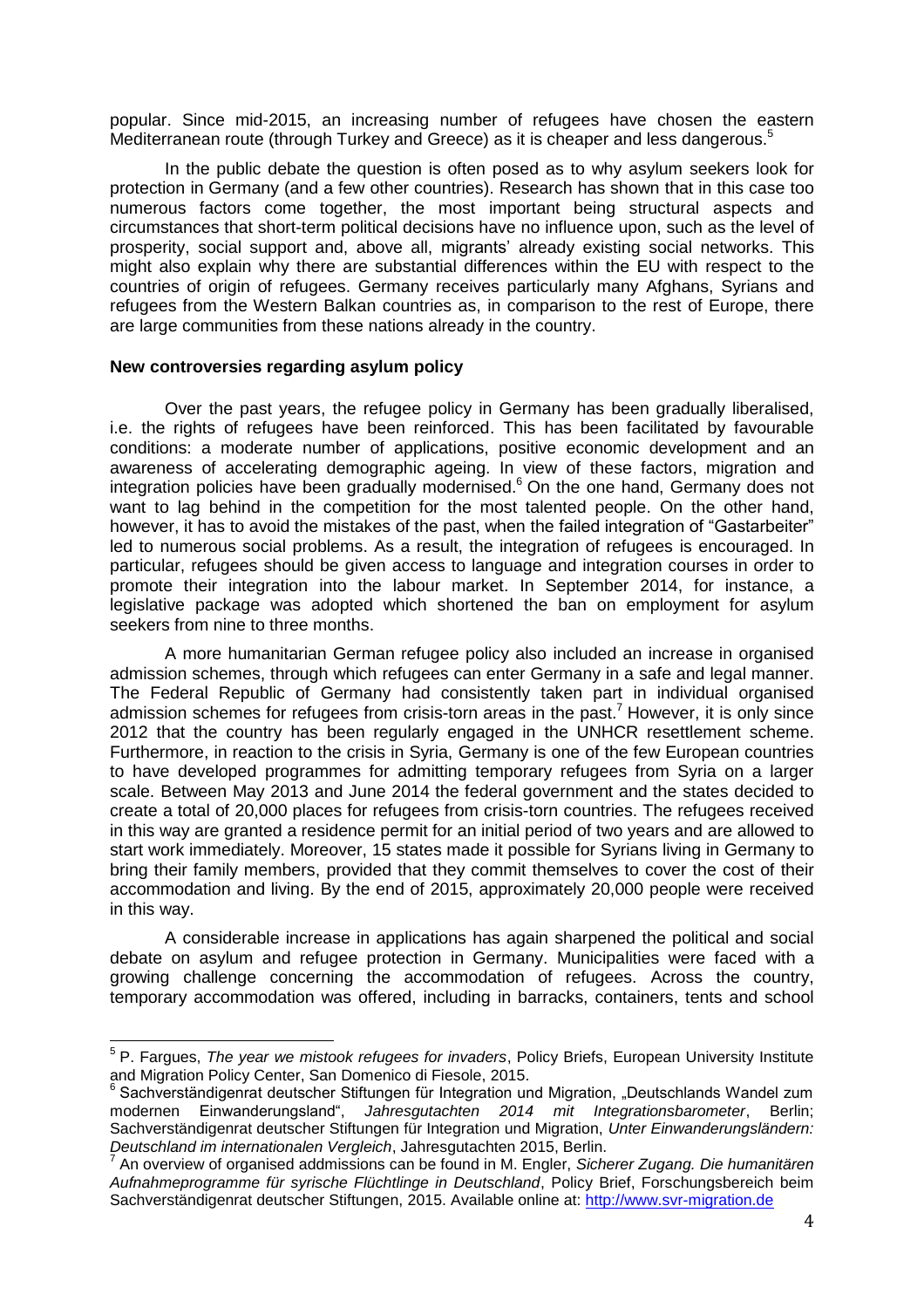popular. Since mid-2015, an increasing number of refugees have chosen the eastern Mediterranean route (through Turkey and Greece) as it is cheaper and less dangerous.[5]

In the public debate the question is often posed as to why asylum seekers look for protection in Germany (and a few other countries). Research has shown that in this case too numerous factors come together, the most important being structural aspects and circumstances that short-term political decisions have no influence upon, such as the level of prosperity, social support and, above all, migrants' already existing social networks. This might also explain why there are substantial differences within the EU with respect to the countries of origin of refugees. Germany receives particularly many Afghans, Syrians and refugees from the Western Balkan countries as, in comparison to the rest of Europe, there are large communities from these nations already in the country.

**New controversies regarding asylum policy**

Over the past years, the refugee policy in Germany has been gradually liberalised, i.e. the rights of refugees have been reinforced. This has been facilitated by favourable conditions: a moderate number of applications, positive economic development and an awareness of accelerating demographic ageing. In view of these factors, migration and integration policies have been gradually modernised.[6] On the one hand, Germany does not want to lag behind in the competition for the most talented people. On the other hand, however, it has to avoid the mistakes of the past, when the failed integration of "Gastarbeiter" led to numerous social problems. As a result, the integration of refugees is encouraged. In particular, refugees should be given access to language and integration courses in order to promote their integration into the labour market. In September 2014, for instance, a legislative package was adopted which shortened the ban on employment for asylum seekers from nine to three months.

A more humanitarian German refugee policy also included an increase in organised admission schemes, through which refugees can enter Germany in a safe and legal manner. The Federal Republic of Germany had consistently taken part in individual organised admission schemes for refugees from crisis-torn areas in the past.[7] However, it is only since 2012 that the country has been regularly engaged in the UNHCR resettlement scheme. Furthermore, in reaction to the crisis in Syria, Germany is one of the few European countries to have developed programmes for admitting temporary refugees from Syria on a larger scale. Between May 2013 and June 2014 the federal government and the states decided to create a total of 20,000 places for refugees from crisis-torn countries. The refugees received in this way are granted a residence permit for an initial period of two years and are allowed to start work immediately. Moreover, 15 states made it possible for Syrians living in Germany to bring their family members, provided that they commit themselves to cover the cost of their accommodation and living. By the end of 2015, approximately 20,000 people were received in this way.

A considerable increase in applications has again sharpened the political and social debate on asylum and refugee protection in Germany. Municipalities were faced with a growing challenge concerning the accommodation of refugees. Across the country, temporary accommodation was offered, including in barracks, containers, tents and school

---

[5] P. Fargues, *The year we mistook refugees for invaders*, Policy Briefs, European University Institute and Migration Policy Center, San Domenico di Fiesole, 2015.

[6] Sachverständigenrat deutscher Stiftungen für Integration und Migration, „Deutschlands Wandel zum modernen Einwanderungsland", *Jahresgutachten 2014 mit Integrationsbarometer*, Berlin; Sachverständigenrat deutscher Stiftungen für Integration und Migration, *Unter Einwanderungsländern: Deutschland im internationalen Vergleich*, Jahresgutachten 2015, Berlin.

[7] An overview of organised addmissions can be found in M. Engler, *Sicherer Zugang. Die humanitären Aufnahmeprogramme für syrische Flüchtlinge in Deutschland*, Policy Brief, Forschungsbereich beim Sachverständigenrat deutscher Stiftungen, 2015. Available online at: http://www.svr-migration.de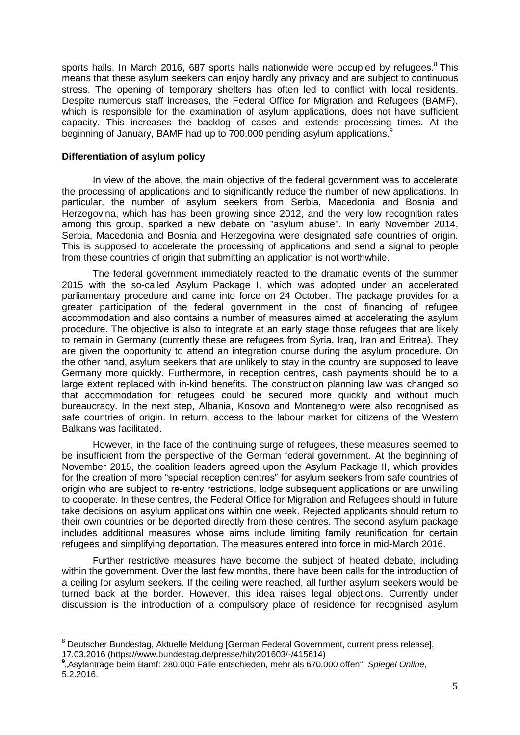sports halls. In March 2016, 687 sports halls nationwide were occupied by refugees.[8] This means that these asylum seekers can enjoy hardly any privacy and are subject to continuous stress. The opening of temporary shelters has often led to conflict with local residents. Despite numerous staff increases, the Federal Office for Migration and Refugees (BAMF), which is responsible for the examination of asylum applications, does not have sufficient capacity. This increases the backlog of cases and extends processing times. At the beginning of January, BAMF had up to 700,000 pending asylum applications.[9]

**Differentiation of asylum policy**

In view of the above, the main objective of the federal government was to accelerate the processing of applications and to significantly reduce the number of new applications. In particular, the number of asylum seekers from Serbia, Macedonia and Bosnia and Herzegovina, which has has been growing since 2012, and the very low recognition rates among this group, sparked a new debate on "asylum abuse". In early November 2014, Serbia, Macedonia and Bosnia and Herzegovina were designated safe countries of origin. This is supposed to accelerate the processing of applications and send a signal to people from these countries of origin that submitting an application is not worthwhile.

The federal government immediately reacted to the dramatic events of the summer 2015 with the so-called Asylum Package I, which was adopted under an accelerated parliamentary procedure and came into force on 24 October. The package provides for a greater participation of the federal government in the cost of financing of refugee accommodation and also contains a number of measures aimed at accelerating the asylum procedure. The objective is also to integrate at an early stage those refugees that are likely to remain in Germany (currently these are refugees from Syria, Iraq, Iran and Eritrea). They are given the opportunity to attend an integration course during the asylum procedure. On the other hand, asylum seekers that are unlikely to stay in the country are supposed to leave Germany more quickly. Furthermore, in reception centres, cash payments should be to a large extent replaced with in-kind benefits. The construction planning law was changed so that accommodation for refugees could be secured more quickly and without much bureaucracy. In the next step, Albania, Kosovo and Montenegro were also recognised as safe countries of origin. In return, access to the labour market for citizens of the Western Balkans was facilitated.

However, in the face of the continuing surge of refugees, these measures seemed to be insufficient from the perspective of the German federal government. At the beginning of November 2015, the coalition leaders agreed upon the Asylum Package II, which provides for the creation of more "special reception centres" for asylum seekers from safe countries of origin who are subject to re-entry restrictions, lodge subsequent applications or are unwilling to cooperate. In these centres, the Federal Office for Migration and Refugees should in future take decisions on asylum applications within one week. Rejected applicants should return to their own countries or be deported directly from these centres. The second asylum package includes additional measures whose aims include limiting family reunification for certain refugees and simplifying deportation. The measures entered into force in mid-March 2016.

Further restrictive measures have become the subject of heated debate, including within the government. Over the last few months, there have been calls for the introduction of a ceiling for asylum seekers. If the ceiling were reached, all further asylum seekers would be turned back at the border. However, this idea raises legal objections. Currently under discussion is the introduction of a compulsory place of residence for recognised asylum

---

[8] Deutscher Bundestag, Aktuelle Meldung [German Federal Government, current press release], 17.03.2016 (https://www.bundestag.de/presse/hib/201603/-/415614)

[9] „Asylanträge beim Bamf: 280.000 Fälle entschieden, mehr als 670.000 offen", *Spiegel Online*, 5.2.2016.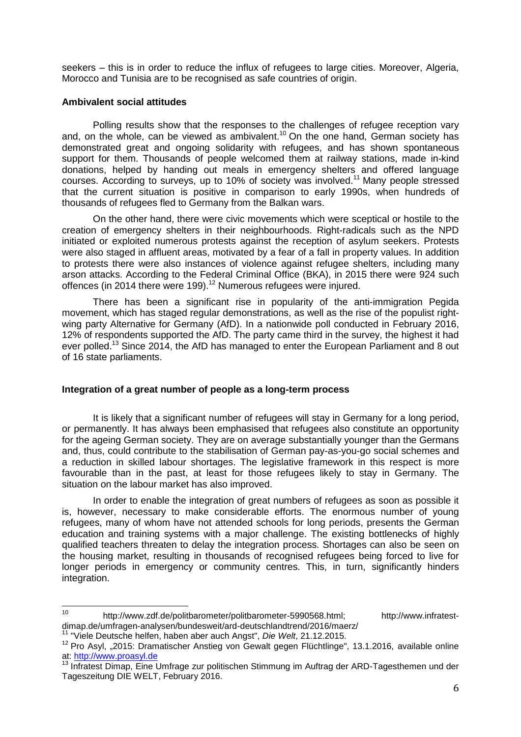seekers – this is in order to reduce the influx of refugees to large cities. Moreover, Algeria, Morocco and Tunisia are to be recognised as safe countries of origin.

**Ambivalent social attitudes**

Polling results show that the responses to the challenges of refugee reception vary and, on the whole, can be viewed as ambivalent.[10] On the one hand, German society has demonstrated great and ongoing solidarity with refugees, and has shown spontaneous support for them. Thousands of people welcomed them at railway stations, made in-kind donations, helped by handing out meals in emergency shelters and offered language courses. According to surveys, up to 10% of society was involved.[11] Many people stressed that the current situation is positive in comparison to early 1990s, when hundreds of thousands of refugees fled to Germany from the Balkan wars.

On the other hand, there were civic movements which were sceptical or hostile to the creation of emergency shelters in their neighbourhoods. Right-radicals such as the NPD initiated or exploited numerous protests against the reception of asylum seekers. Protests were also staged in affluent areas, motivated by a fear of a fall in property values. In addition to protests there were also instances of violence against refugee shelters, including many arson attacks. According to the Federal Criminal Office (BKA), in 2015 there were 924 such offences (in 2014 there were 199).[12] Numerous refugees were injured.

There has been a significant rise in popularity of the anti-immigration Pegida movement, which has staged regular demonstrations, as well as the rise of the populist right-wing party Alternative for Germany (AfD). In a nationwide poll conducted in February 2016, 12% of respondents supported the AfD. The party came third in the survey, the highest it had ever polled.[13] Since 2014, the AfD has managed to enter the European Parliament and 8 out of 16 state parliaments.

**Integration of a great number of people as a long-term process**

It is likely that a significant number of refugees will stay in Germany for a long period, or permanently. It has always been emphasised that refugees also constitute an opportunity for the ageing German society. They are on average substantially younger than the Germans and, thus, could contribute to the stabilisation of German pay-as-you-go social schemes and a reduction in skilled labour shortages. The legislative framework in this respect is more favourable than in the past, at least for those refugees likely to stay in Germany. The situation on the labour market has also improved.

In order to enable the integration of great numbers of refugees as soon as possible it is, however, necessary to make considerable efforts. The enormous number of young refugees, many of whom have not attended schools for long periods, presents the German education and training systems with a major challenge. The existing bottlenecks of highly qualified teachers threaten to delay the integration process. Shortages can also be seen on the housing market, resulting in thousands of recognised refugees being forced to live for longer periods in emergency or community centres. This, in turn, significantly hinders integration.

---

[10] http://www.zdf.de/politbarometer/politbarometer-5990568.html; http://www.infratest-dimap.de/umfragen-analysen/bundesweit/ard-deutschlandtrend/2016/maerz/

[11] "Viele Deutsche helfen, haben aber auch Angst", *Die Welt*, 21.12.2015.

[12] Pro Asyl, „2015: Dramatischer Anstieg von Gewalt gegen Flüchtlinge", 13.1.2016, available online at: http://www.proasyl.de

[13] Infratest Dimap, Eine Umfrage zur politischen Stimmung im Auftrag der ARD-Tagesthemen und der Tageszeitung DIE WELT, February 2016.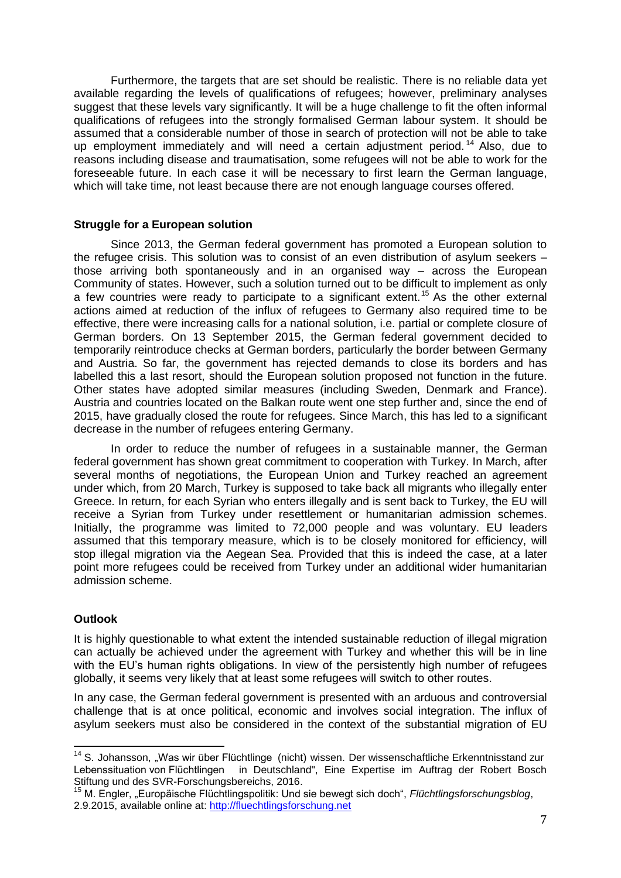Furthermore, the targets that are set should be realistic. There is no reliable data yet available regarding the levels of qualifications of refugees; however, preliminary analyses suggest that these levels vary significantly. It will be a huge challenge to fit the often informal qualifications of refugees into the strongly formalised German labour system. It should be assumed that a considerable number of those in search of protection will not be able to take up employment immediately and will need a certain adjustment period.[14] Also, due to reasons including disease and traumatisation, some refugees will not be able to work for the foreseeable future. In each case it will be necessary to first learn the German language, which will take time, not least because there are not enough language courses offered.

**Struggle for a European solution**

Since 2013, the German federal government has promoted a European solution to the refugee crisis. This solution was to consist of an even distribution of asylum seekers – those arriving both spontaneously and in an organised way – across the European Community of states. However, such a solution turned out to be difficult to implement as only a few countries were ready to participate to a significant extent.[15] As the other external actions aimed at reduction of the influx of refugees to Germany also required time to be effective, there were increasing calls for a national solution, i.e. partial or complete closure of German borders. On 13 September 2015, the German federal government decided to temporarily reintroduce checks at German borders, particularly the border between Germany and Austria. So far, the government has rejected demands to close its borders and has labelled this a last resort, should the European solution proposed not function in the future. Other states have adopted similar measures (including Sweden, Denmark and France). Austria and countries located on the Balkan route went one step further and, since the end of 2015, have gradually closed the route for refugees. Since March, this has led to a significant decrease in the number of refugees entering Germany.

In order to reduce the number of refugees in a sustainable manner, the German federal government has shown great commitment to cooperation with Turkey. In March, after several months of negotiations, the European Union and Turkey reached an agreement under which, from 20 March, Turkey is supposed to take back all migrants who illegally enter Greece. In return, for each Syrian who enters illegally and is sent back to Turkey, the EU will receive a Syrian from Turkey under resettlement or humanitarian admission schemes. Initially, the programme was limited to 72,000 people and was voluntary. EU leaders assumed that this temporary measure, which is to be closely monitored for efficiency, will stop illegal migration via the Aegean Sea. Provided that this is indeed the case, at a later point more refugees could be received from Turkey under an additional wider humanitarian admission scheme.

**Outlook**

It is highly questionable to what extent the intended sustainable reduction of illegal migration can actually be achieved under the agreement with Turkey and whether this will be in line with the EU's human rights obligations. In view of the persistently high number of refugees globally, it seems very likely that at least some refugees will switch to other routes.

In any case, the German federal government is presented with an arduous and controversial challenge that is at once political, economic and involves social integration. The influx of asylum seekers must also be considered in the context of the substantial migration of EU

---

[14] S. Johansson, „Was wir über Flüchtlinge (nicht) wissen. Der wissenschaftliche Erkenntnisstand zur Lebenssituation von Flüchtlingen in Deutschland", Eine Expertise im Auftrag der Robert Bosch Stiftung und des SVR-Forschungsbereichs, 2016.

[15] M. Engler, „Europäische Flüchtlingspolitik: Und sie bewegt sich doch", *Flüchtlingsforschungsblog*, 2.9.2015, available online at: http://fluechtlingsforschung.net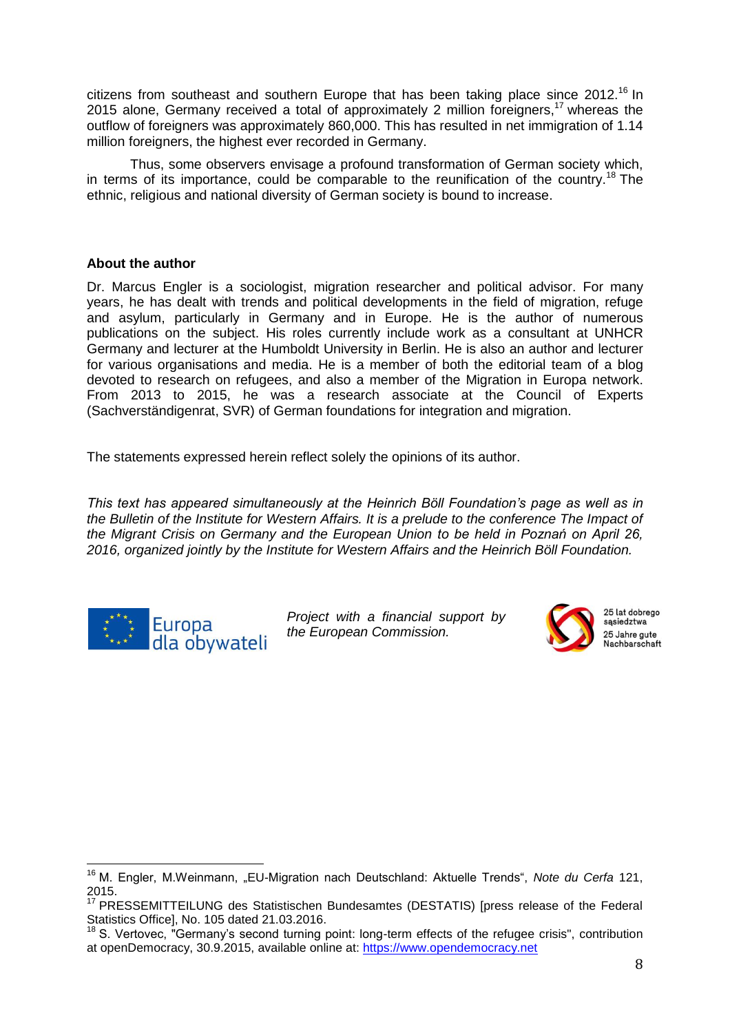citizens from southeast and southern Europe that has been taking place since 2012.[16] In 2015 alone, Germany received a total of approximately 2 million foreigners,[17] whereas the outflow of foreigners was approximately 860,000. This has resulted in net immigration of 1.14 million foreigners, the highest ever recorded in Germany.

Thus, some observers envisage a profound transformation of German society which, in terms of its importance, could be comparable to the reunification of the country.[18] The ethnic, religious and national diversity of German society is bound to increase.

**About the author**

Dr. Marcus Engler is a sociologist, migration researcher and political advisor. For many years, he has dealt with trends and political developments in the field of migration, refuge and asylum, particularly in Germany and in Europe. He is the author of numerous publications on the subject. His roles currently include work as a consultant at UNHCR Germany and lecturer at the Humboldt University in Berlin. He is also an author and lecturer for various organisations and media. He is a member of both the editorial team of a blog devoted to research on refugees, and also a member of the Migration in Europa network. From 2013 to 2015, he was a research associate at the Council of Experts (Sachverständigenrat, SVR) of German foundations for integration and migration.

The statements expressed herein reflect solely the opinions of its author.

*This text has appeared simultaneously at the Heinrich Böll Foundation's page as well as in the Bulletin of the Institute for Western Affairs. It is a prelude to the conference The Impact of the Migrant Crisis on Germany and the European Union to be held in Poznań on April 26, 2016, organized jointly by the Institute for Western Affairs and the Heinrich Böll Foundation.*

Europa dla obywateli

*Project with a financial support by the European Commission.*

25 lat dobrego sąsiedztwa
25 Jahre gute Nachbarschaft

---

[16] M. Engler, M.Weinmann, „EU-Migration nach Deutschland: Aktuelle Trends", *Note du Cerfa* 121, 2015.

[17] PRESSEMITTEILUNG des Statistischen Bundesamtes (DESTATIS) [press release of the Federal Statistics Office], No. 105 dated 21.03.2016.

[18] S. Vertovec, "Germany's second turning point: long-term effects of the refugee crisis", contribution at openDemocracy, 30.9.2015, available online at: https://www.opendemocracy.net